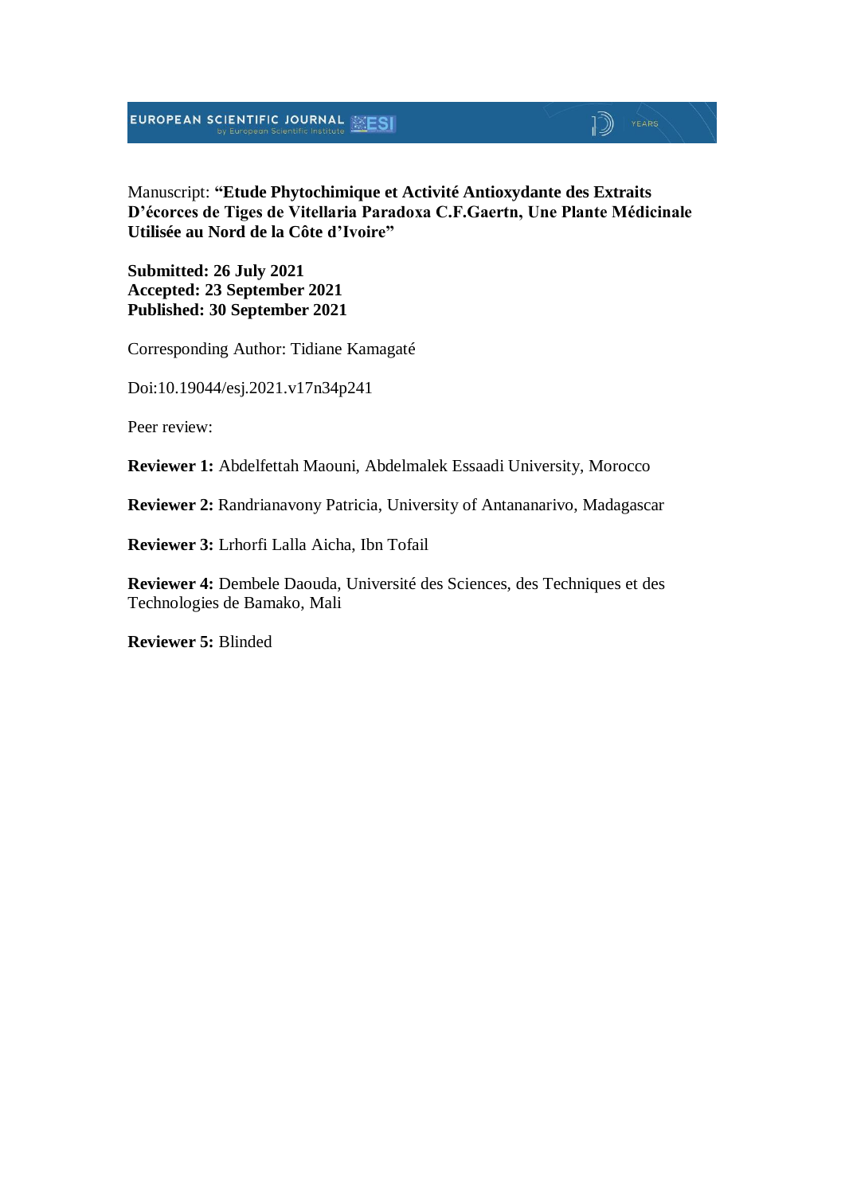Manuscript: **“Etude Phytochimique et Activité Antioxydante des Extraits D’écorces de Tiges de Vitellaria Paradoxa C.F.Gaertn, Une Plante Médicinale Utilisée au Nord de la Côte d’Ivoire”**

**Submitted: 26 July 2021**
**Accepted: 23 September 2021**
**Published: 30 September 2021**

Corresponding Author: Tidiane Kamagaté

Doi:10.19044/esj.2021.v17n34p241

Peer review:

**Reviewer 1:** Abdelfettah Maouni, Abdelmalek Essaadi University, Morocco

**Reviewer 2:** Randrianavony Patricia, University of Antananarivo, Madagascar

**Reviewer 3:** Lrhorfi Lalla Aicha, Ibn Tofail

**Reviewer 4:** Dembele Daouda, Université des Sciences, des Techniques et des Technologies de Bamako, Mali

**Reviewer 5:** Blinded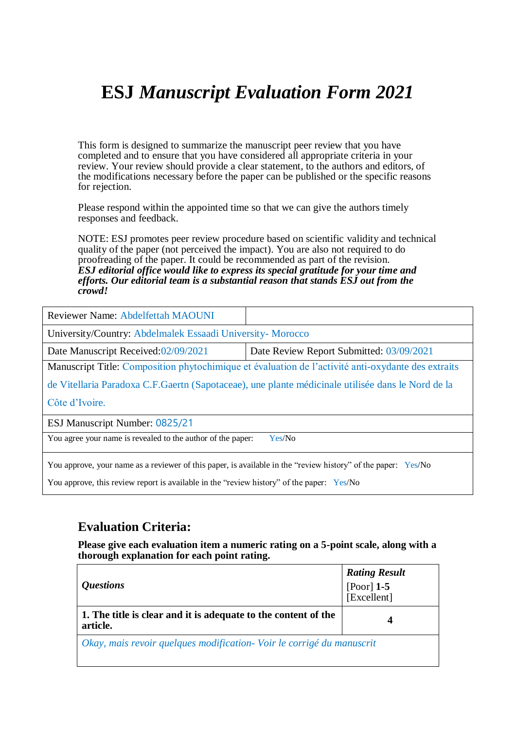# ESJ *Manuscript Evaluation Form 2021*

This form is designed to summarize the manuscript peer review that you have completed and to ensure that you have considered all appropriate criteria in your review. Your review should provide a clear statement, to the authors and editors, of the modifications necessary before the paper can be published or the specific reasons for rejection.

Please respond within the appointed time so that we can give the authors timely responses and feedback.

NOTE: ESJ promotes peer review procedure based on scientific validity and technical quality of the paper (not perceived the impact). You are also not required to do proofreading of the paper. It could be recommended as part of the revision.
***ESJ editorial office would like to express its special gratitude for your time and efforts. Our editorial team is a substantial reason that stands ESJ out from the crowd!***

| Reviewer Name: Abdelfettah MAOUNI | |
|---|---|
| University/Country: Abdelmalek Essaadi University- Morocco | |
| Date Manuscript Received:02/09/2021 | Date Review Report Submitted: 03/09/2021 |
| Manuscript Title: Composition phytochimique et évaluation de l'activité anti-oxydante des extraits de Vitellaria Paradoxa C.F.Gaertn (Sapotaceae), une plante médicinale utilisée dans le Nord de la Côte d'Ivoire. | |
| ESJ Manuscript Number: 0825/21 | |
| You agree your name is revealed to the author of the paper: Yes/No | |
| You approve, your name as a reviewer of this paper, is available in the "review history" of the paper: Yes/No<br>You approve, this review report is available in the "review history" of the paper: Yes/No | |

## Evaluation Criteria:

**Please give each evaluation item a numeric rating on a 5-point scale, along with a thorough explanation for each point rating.**

| ***Questions*** | ***Rating Result*** [Poor] **1-5** [Excellent] |
|---|---|
| **1. The title is clear and it is adequate to the content of the article.** | **4** |
| *Okay, mais revoir quelques modification- Voir le corrigé du manuscrit* | |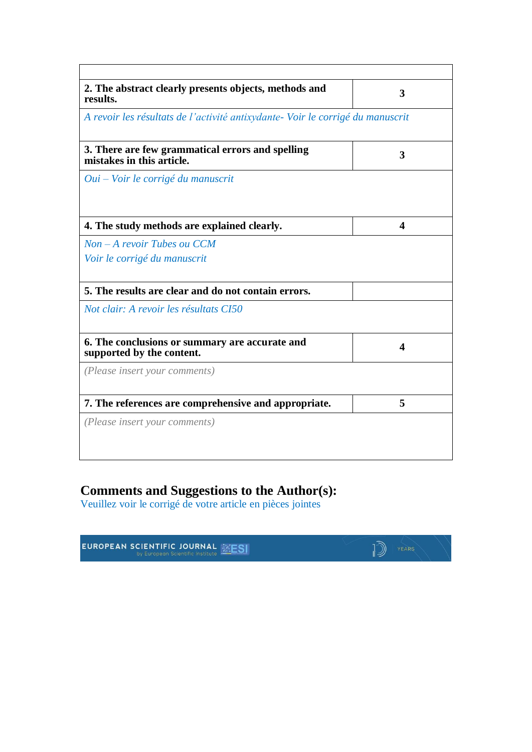| | |
|---|---|
| **2. The abstract clearly presents objects, methods and results.** | **3** |
| *A revoir les résultats de l'activité antixydante- Voir le corrigé du manuscrit* | |
| **3. There are few grammatical errors and spelling mistakes in this article.** | **3** |
| *Oui – Voir le corrigé du manuscrit* | |
| **4. The study methods are explained clearly.** | **4** |
| *Non – A revoir Tubes ou CCM*<br>*Voir le corrigé du manuscrit* | |
| **5. The results are clear and do not contain errors.** | |
| *Not clair: A revoir les résultats CI50* | |
| **6. The conclusions or summary are accurate and supported by the content.** | **4** |
| *(Please insert your comments)* | |
| **7. The references are comprehensive and appropriate.** | **5** |
| *(Please insert your comments)* | |

## Comments and Suggestions to the Author(s):

Veuillez voir le corrigé de votre article en pièces jointes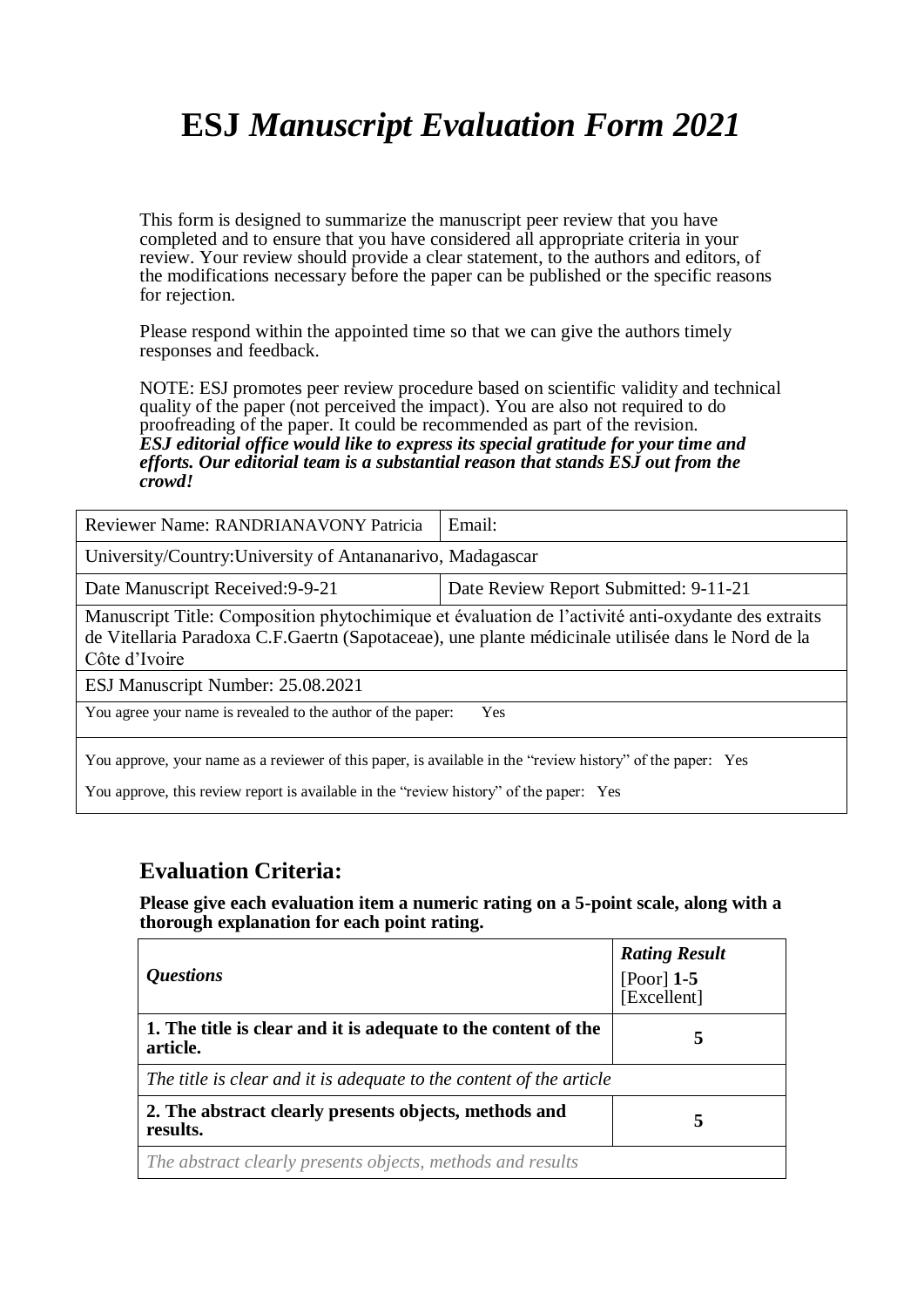# ESJ *Manuscript Evaluation Form 2021*

This form is designed to summarize the manuscript peer review that you have completed and to ensure that you have considered all appropriate criteria in your review. Your review should provide a clear statement, to the authors and editors, of the modifications necessary before the paper can be published or the specific reasons for rejection.

Please respond within the appointed time so that we can give the authors timely responses and feedback.

NOTE: ESJ promotes peer review procedure based on scientific validity and technical quality of the paper (not perceived the impact). You are also not required to do proofreading of the paper. It could be recommended as part of the revision.
***ESJ editorial office would like to express its special gratitude for your time and efforts. Our editorial team is a substantial reason that stands ESJ out from the crowd!***

| Reviewer Name: RANDRIANAVONY Patricia | Email: |
|---|---|
| University/Country:University of Antananarivo, Madagascar | |
| Date Manuscript Received:9-9-21 | Date Review Report Submitted: 9-11-21 |
| Manuscript Title: Composition phytochimique et évaluation de l'activité anti-oxydante des extraits de Vitellaria Paradoxa C.F.Gaertn (Sapotaceae), une plante médicinale utilisée dans le Nord de la Côte d'Ivoire | |
| ESJ Manuscript Number: 25.08.2021 | |
| You agree your name is revealed to the author of the paper: Yes | |
| You approve, your name as a reviewer of this paper, is available in the "review history" of the paper: Yes<br><br>You approve, this review report is available in the "review history" of the paper: Yes | |

## Evaluation Criteria:

**Please give each evaluation item a numeric rating on a 5-point scale, along with a thorough explanation for each point rating.**

| *Questions* | ***Rating Result*** [Poor] **1-5** [Excellent] |
|---|---|
| **1. The title is clear and it is adequate to the content of the article.** | **5** |
| *The title is clear and it is adequate to the content of the article* | |
| **2. The abstract clearly presents objects, methods and results.** | **5** |
| *The abstract clearly presents objects, methods and results* | |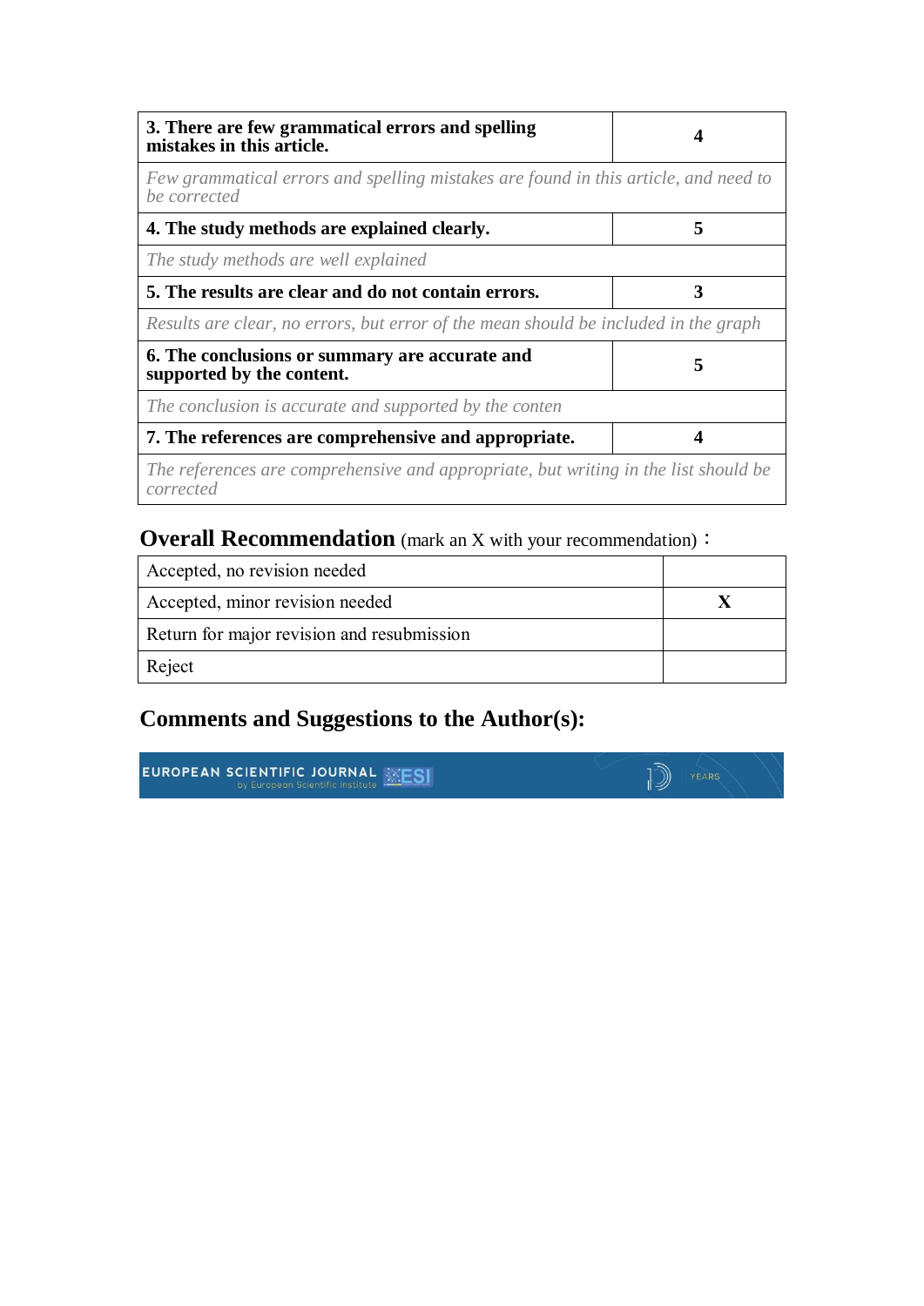| **3. There are few grammatical errors and spelling mistakes in this article.** | **4** |
|---|---|
| *Few grammatical errors and spelling mistakes are found in this article, and need to be corrected* | |
| **4. The study methods are explained clearly.** | **5** |
| *The study methods are well explained* | |
| **5. The results are clear and do not contain errors.** | **3** |
| *Results are clear, no errors, but error of the mean should be included in the graph* | |
| **6. The conclusions or summary are accurate and supported by the content.** | **5** |
| *The conclusion is accurate and supported by the conten* | |
| **7. The references are comprehensive and appropriate.** | **4** |
| *The references are comprehensive and appropriate, but writing in the list should be corrected* | |

## Overall Recommendation (mark an X with your recommendation)：

| | |
|---|---|
| Accepted, no revision needed | |
| Accepted, minor revision needed | **X** |
| Return for major revision and resubmission | |
| Reject | |

## Comments and Suggestions to the Author(s):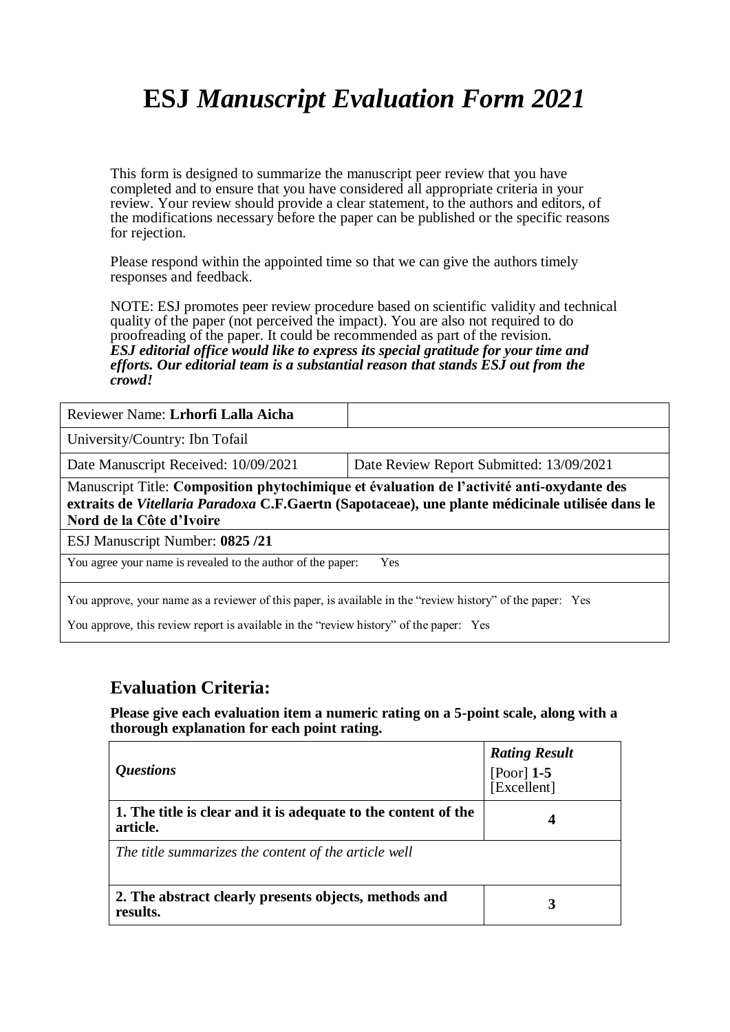# ESJ *Manuscript Evaluation Form 2021*

This form is designed to summarize the manuscript peer review that you have completed and to ensure that you have considered all appropriate criteria in your review. Your review should provide a clear statement, to the authors and editors, of the modifications necessary before the paper can be published or the specific reasons for rejection.

Please respond within the appointed time so that we can give the authors timely responses and feedback.

NOTE: ESJ promotes peer review procedure based on scientific validity and technical quality of the paper (not perceived the impact). You are also not required to do proofreading of the paper. It could be recommended as part of the revision.
***ESJ editorial office would like to express its special gratitude for your time and efforts. Our editorial team is a substantial reason that stands ESJ out from the crowd!***

| Reviewer Name: **Lrhorfi Lalla Aicha** | |
|---|---|
| University/Country: Ibn Tofail | |
| Date Manuscript Received: 10/09/2021 | Date Review Report Submitted: 13/09/2021 |
| Manuscript Title: **Composition phytochimique et évaluation de l'activité anti-oxydante des extraits de *Vitellaria Paradoxa* C.F.Gaertn (Sapotaceae), une plante médicinale utilisée dans le Nord de la Côte d'Ivoire** | |
| ESJ Manuscript Number: **0825 /21** | |
| You agree your name is revealed to the author of the paper: Yes | |
| You approve, your name as a reviewer of this paper, is available in the "review history" of the paper: Yes<br>You approve, this review report is available in the "review history" of the paper: Yes | |

## Evaluation Criteria:

**Please give each evaluation item a numeric rating on a 5-point scale, along with a thorough explanation for each point rating.**

| *Questions* | ***Rating Result*** [Poor] **1-5** [Excellent] |
|---|---|
| **1. The title is clear and it is adequate to the content of the article.** | **4** |
| *The title summarizes the content of the article well* | |
| **2. The abstract clearly presents objects, methods and results.** | **3** |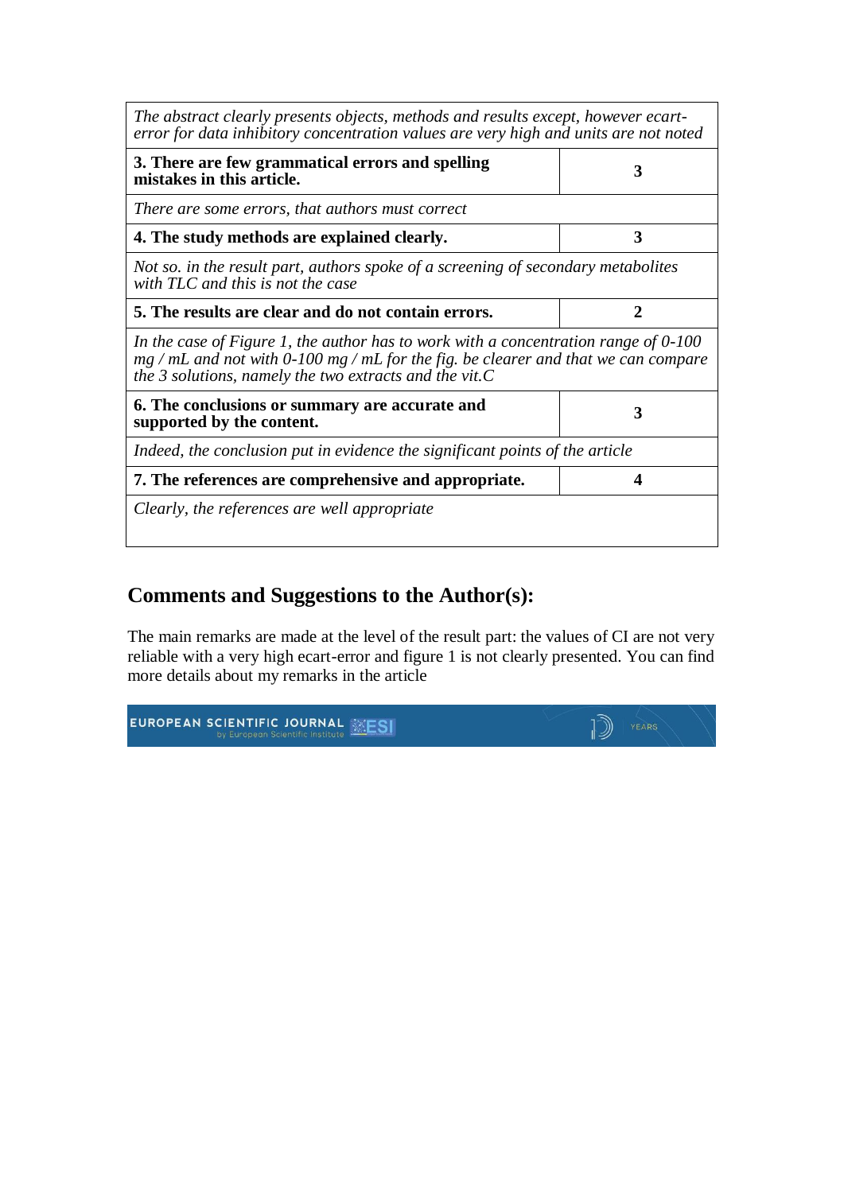| | |
|---|---|
| *The abstract clearly presents objects, methods and results except, however ecart-error for data inhibitory concentration values are very high and units are not noted* | |
| **3. There are few grammatical errors and spelling mistakes in this article.** | **3** |
| *There are some errors, that authors must correct* | |
| **4. The study methods are explained clearly.** | **3** |
| *Not so. in the result part, authors spoke of a screening of secondary metabolites with TLC and this is not the case* | |
| **5. The results are clear and do not contain errors.** | **2** |
| *In the case of Figure 1, the author has to work with a concentration range of 0-100 mg / mL and not with 0-100 mg / mL for the fig. be clearer and that we can compare the 3 solutions, namely the two extracts and the vit.C* | |
| **6. The conclusions or summary are accurate and supported by the content.** | **3** |
| *Indeed, the conclusion put in evidence the significant points of the article* | |
| **7. The references are comprehensive and appropriate.** | **4** |
| *Clearly, the references are well appropriate* | |

## Comments and Suggestions to the Author(s):

The main remarks are made at the level of the result part: the values of CI are not very reliable with a very high ecart-error and figure 1 is not clearly presented. You can find more details about my remarks in the article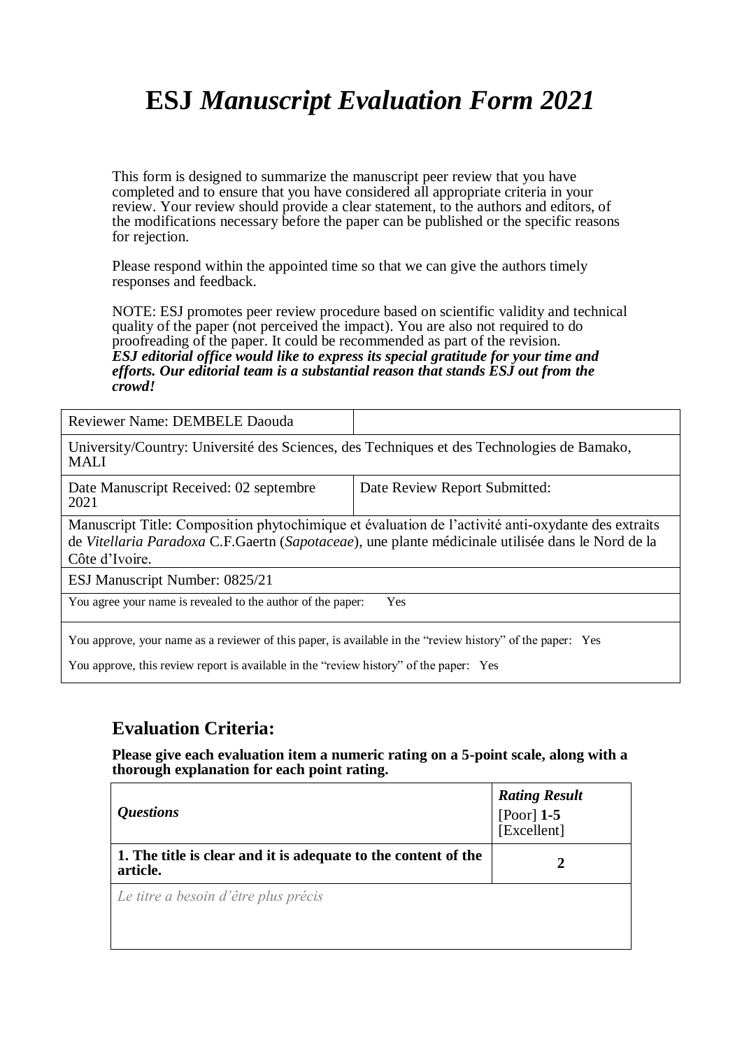# ESJ *Manuscript Evaluation Form 2021*

This form is designed to summarize the manuscript peer review that you have completed and to ensure that you have considered all appropriate criteria in your review. Your review should provide a clear statement, to the authors and editors, of the modifications necessary before the paper can be published or the specific reasons for rejection.

Please respond within the appointed time so that we can give the authors timely responses and feedback.

NOTE: ESJ promotes peer review procedure based on scientific validity and technical quality of the paper (not perceived the impact). You are also not required to do proofreading of the paper. It could be recommended as part of the revision.
***ESJ editorial office would like to express its special gratitude for your time and efforts. Our editorial team is a substantial reason that stands ESJ out from the crowd!***

| Reviewer Name: DEMBELE Daouda | |
|---|---|
| University/Country: Université des Sciences, des Techniques et des Technologies de Bamako, MALI | |
| Date Manuscript Received: 02 septembre 2021 | Date Review Report Submitted: |
| Manuscript Title: Composition phytochimique et évaluation de l'activité anti-oxydante des extraits de *Vitellaria Paradoxa* C.F.Gaertn (*Sapotaceae*), une plante médicinale utilisée dans le Nord de la Côte d'Ivoire. | |
| ESJ Manuscript Number: 0825/21 | |
| You agree your name is revealed to the author of the paper: Yes | |
| You approve, your name as a reviewer of this paper, is available in the "review history" of the paper: Yes<br>You approve, this review report is available in the "review history" of the paper: Yes | |

## Evaluation Criteria:

**Please give each evaluation item a numeric rating on a 5-point scale, along with a thorough explanation for each point rating.**

| *Questions* | ***Rating Result*** [Poor] **1-5** [Excellent] |
|---|---|
| **1. The title is clear and it is adequate to the content of the article.** | **2** |
| *Le titre a besoin d'être plus précis* | |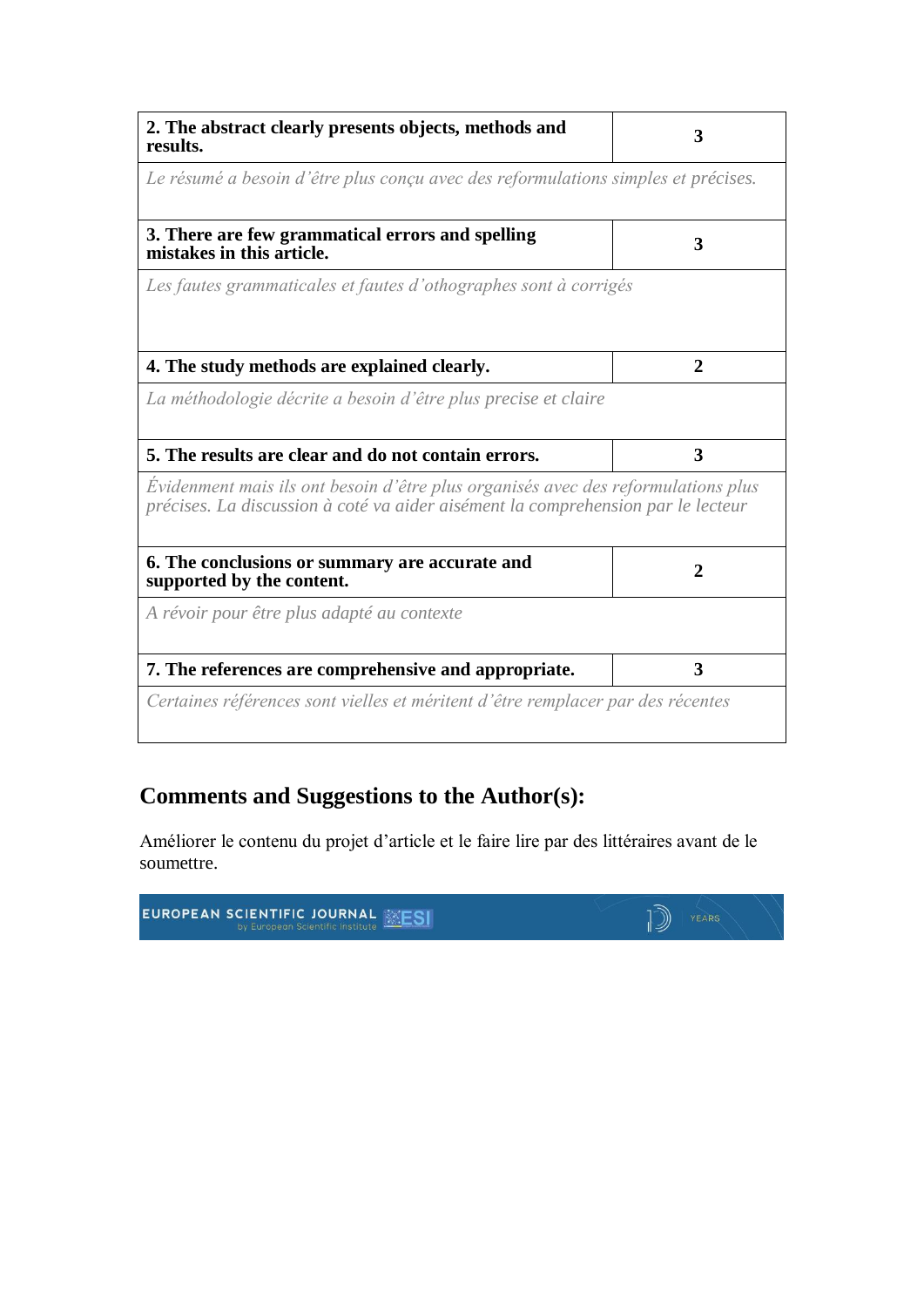| | |
|---|---|
| **2. The abstract clearly presents objects, methods and results.** | **3** |
| *Le résumé a besoin d'être plus conçu avec des reformulations simples et précises.* | |
| **3. There are few grammatical errors and spelling mistakes in this article.** | **3** |
| *Les fautes grammaticales et fautes d'othographes sont à corrigés* | |
| **4. The study methods are explained clearly.** | **2** |
| *La méthodologie décrite a besoin d'être plus precise et claire* | |
| **5. The results are clear and do not contain errors.** | **3** |
| *Évidenment mais ils ont besoin d'être plus organisés avec des reformulations plus précises. La discussion à coté va aider aisément la comprehension par le lecteur* | |
| **6. The conclusions or summary are accurate and supported by the content.** | **2** |
| *A révoir pour être plus adapté au contexte* | |
| **7. The references are comprehensive and appropriate.** | **3** |
| *Certaines références sont vielles et méritent d'être remplacer par des récentes* | |

## Comments and Suggestions to the Author(s):

Améliorer le contenu du projet d'article et le faire lire par des littéraires avant de le soumettre.